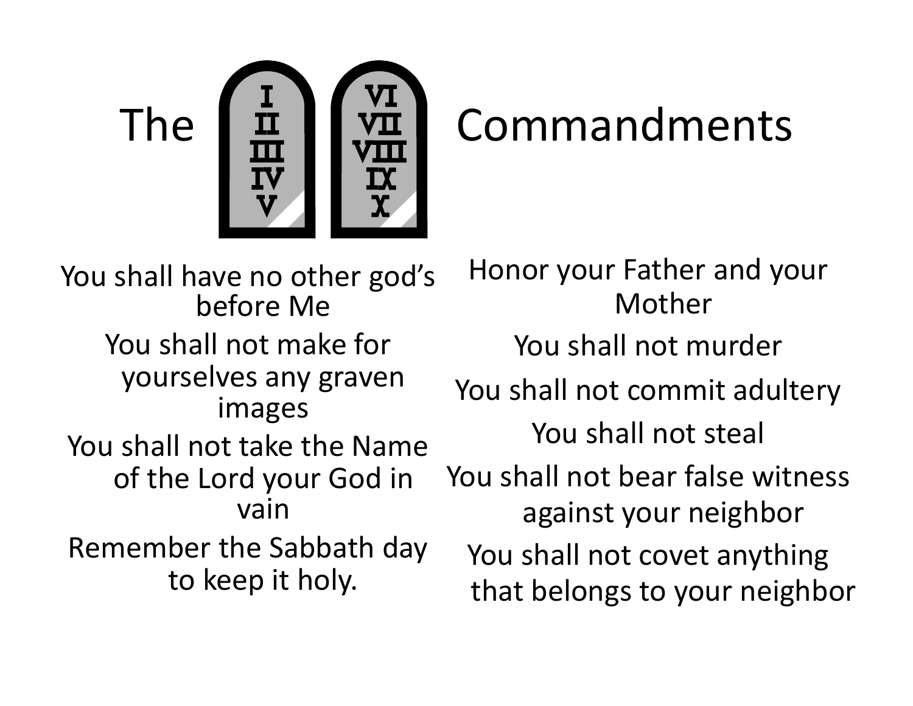# The Commandments

I, II, III, IV, V

VI, VII, VIII, IX, X

You shall have no other god's before Me

You shall not make for yourselves any graven images

You shall not take the Name of the Lord your God in vain

Remember the Sabbath day to keep it holy.

Honor your Father and your Mother

You shall not murder

You shall not commit adultery

You shall not steal

You shall not bear false witness against your neighbor

You shall not covet anything that belongs to your neighbor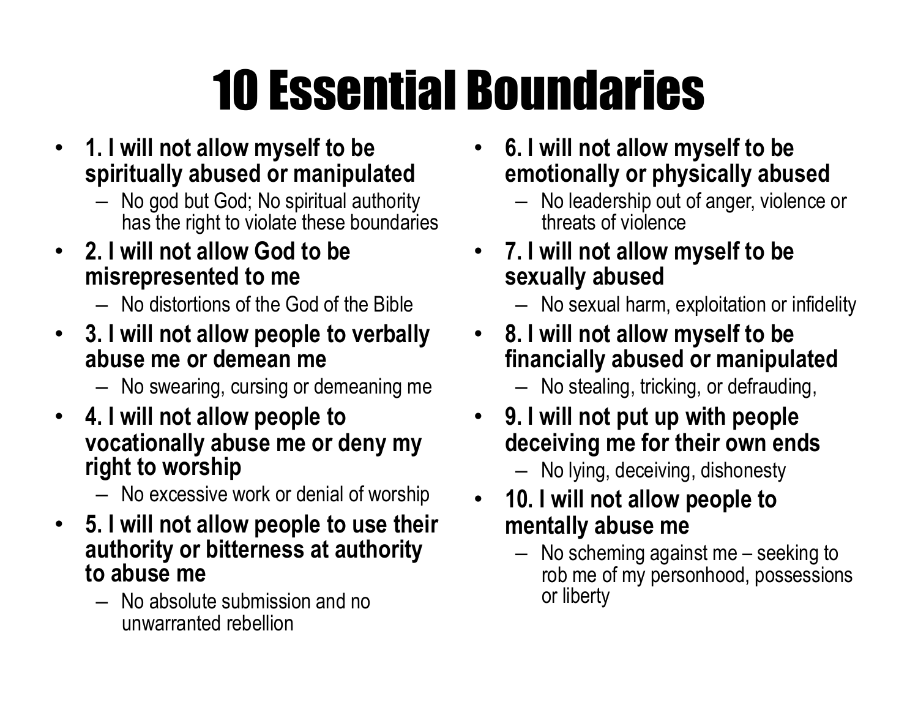# 10 Essential Boundaries

- **1. I will not allow myself to be spiritually abused or manipulated**
  - No god but God; No spiritual authority has the right to violate these boundaries
- **2. I will not allow God to be misrepresented to me**
  - No distortions of the God of the Bible
- **3. I will not allow people to verbally abuse me or demean me**
  - No swearing, cursing or demeaning me
- **4. I will not allow people to vocationally abuse me or deny my right to worship**
  - No excessive work or denial of worship
- **5. I will not allow people to use their authority or bitterness at authority to abuse me**
  - No absolute submission and no unwarranted rebellion
- **6. I will not allow myself to be emotionally or physically abused**
  - No leadership out of anger, violence or threats of violence
- **7. I will not allow myself to be sexually abused**
  - No sexual harm, exploitation or infidelity
- **8. I will not allow myself to be financially abused or manipulated**
  - No stealing, tricking, or defrauding,
- **9. I will not put up with people deceiving me for their own ends**
  - No lying, deceiving, dishonesty
- **10. I will not allow people to mentally abuse me**
  - No scheming against me – seeking to rob me of my personhood, possessions or liberty